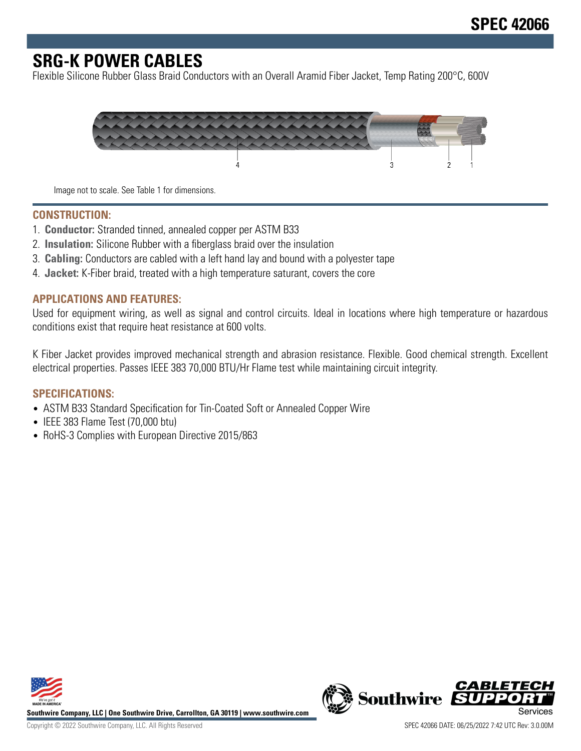# SPEC 42066

# SRG-K POWER CABLES

Flexible Silicone Rubber Glass Braid Conductors with an Overall Aramid Fiber Jacket, Temp Rating 200°C, 600V

4 3 2 1

Image not to scale. See Table 1 for dimensions.

## CONSTRUCTION:

1. **Conductor:** Stranded tinned, annealed copper per ASTM B33
2. **Insulation:** Silicone Rubber with a fiberglass braid over the insulation
3. **Cabling:** Conductors are cabled with a left hand lay and bound with a polyester tape
4. **Jacket:** K-Fiber braid, treated with a high temperature saturant, covers the core

## APPLICATIONS AND FEATURES:

Used for equipment wiring, as well as signal and control circuits. Ideal in locations where high temperature or hazardous conditions exist that require heat resistance at 600 volts.

K Fiber Jacket provides improved mechanical strength and abrasion resistance. Flexible. Good chemical strength. Excellent electrical properties. Passes IEEE 383 70,000 BTU/Hr Flame test while maintaining circuit integrity.

## SPECIFICATIONS:

- ASTM B33 Standard Specification for Tin-Coated Soft or Annealed Copper Wire
- IEEE 383 Flame Test (70,000 btu)
- RoHS-3 Complies with European Directive 2015/863

**Southwire Company, LLC | One Southwire Drive, Carrollton, GA 30119 | www.southwire.com**

Copyright © 2022 Southwire Company, LLC. All Rights Reserved

SPEC 42066 DATE: 06/25/2022 7:42 UTC Rev: 3.0.00M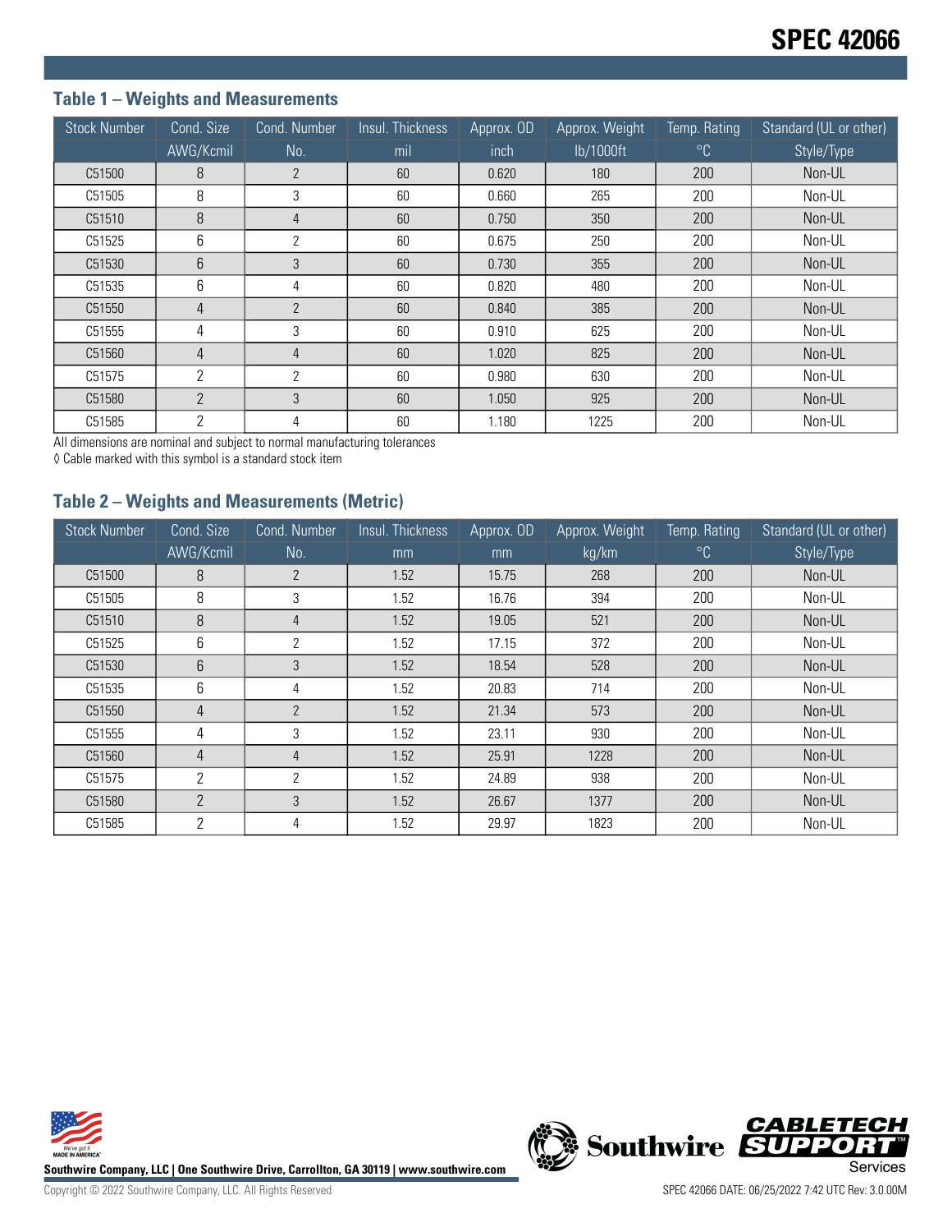## Table 1 – Weights and Measurements

| Stock Number | Cond. Size | Cond. Number | Insul. Thickness | Approx. OD | Approx. Weight | Temp. Rating | Standard (UL or other) |
|---|---|---|---|---|---|---|---|
| | AWG/Kcmil | No. | mil | inch | lb/1000ft | °C | Style/Type |
| C51500 | 8 | 2 | 60 | 0.620 | 180 | 200 | Non-UL |
| C51505 | 8 | 3 | 60 | 0.660 | 265 | 200 | Non-UL |
| C51510 | 8 | 4 | 60 | 0.750 | 350 | 200 | Non-UL |
| C51525 | 6 | 2 | 60 | 0.675 | 250 | 200 | Non-UL |
| C51530 | 6 | 3 | 60 | 0.730 | 355 | 200 | Non-UL |
| C51535 | 6 | 4 | 60 | 0.820 | 480 | 200 | Non-UL |
| C51550 | 4 | 2 | 60 | 0.840 | 385 | 200 | Non-UL |
| C51555 | 4 | 3 | 60 | 0.910 | 625 | 200 | Non-UL |
| C51560 | 4 | 4 | 60 | 1.020 | 825 | 200 | Non-UL |
| C51575 | 2 | 2 | 60 | 0.980 | 630 | 200 | Non-UL |
| C51580 | 2 | 3 | 60 | 1.050 | 925 | 200 | Non-UL |
| C51585 | 2 | 4 | 60 | 1.180 | 1225 | 200 | Non-UL |

All dimensions are nominal and subject to normal manufacturing tolerances

◊ Cable marked with this symbol is a standard stock item

## Table 2 – Weights and Measurements (Metric)

| Stock Number | Cond. Size | Cond. Number | Insul. Thickness | Approx. OD | Approx. Weight | Temp. Rating | Standard (UL or other) |
|---|---|---|---|---|---|---|---|
| | AWG/Kcmil | No. | mm | mm | kg/km | °C | Style/Type |
| C51500 | 8 | 2 | 1.52 | 15.75 | 268 | 200 | Non-UL |
| C51505 | 8 | 3 | 1.52 | 16.76 | 394 | 200 | Non-UL |
| C51510 | 8 | 4 | 1.52 | 19.05 | 521 | 200 | Non-UL |
| C51525 | 6 | 2 | 1.52 | 17.15 | 372 | 200 | Non-UL |
| C51530 | 6 | 3 | 1.52 | 18.54 | 528 | 200 | Non-UL |
| C51535 | 6 | 4 | 1.52 | 20.83 | 714 | 200 | Non-UL |
| C51550 | 4 | 2 | 1.52 | 21.34 | 573 | 200 | Non-UL |
| C51555 | 4 | 3 | 1.52 | 23.11 | 930 | 200 | Non-UL |
| C51560 | 4 | 4 | 1.52 | 25.91 | 1228 | 200 | Non-UL |
| C51575 | 2 | 2 | 1.52 | 24.89 | 938 | 200 | Non-UL |
| C51580 | 2 | 3 | 1.52 | 26.67 | 1377 | 200 | Non-UL |
| C51585 | 2 | 4 | 1.52 | 29.97 | 1823 | 200 | Non-UL |